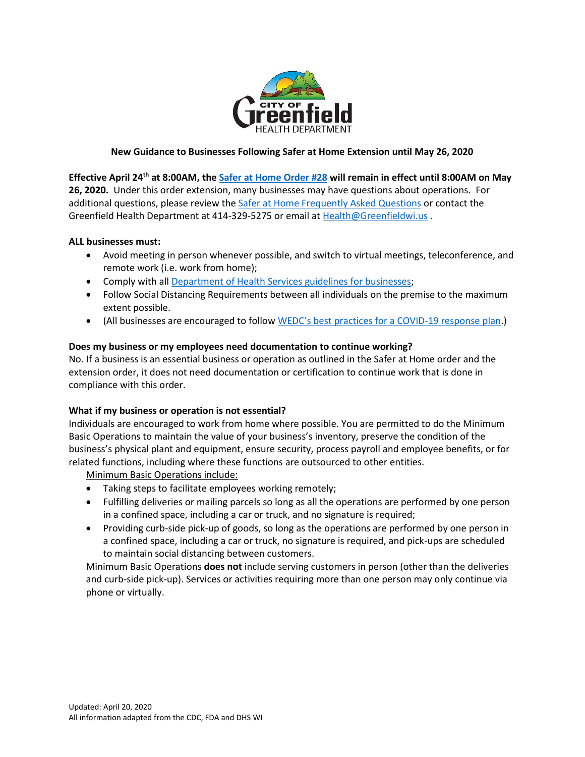CITY OF Greenfield HEALTH DEPARTMENT

## New Guidance to Businesses Following Safer at Home Extension until May 26, 2020

**Effective April 24th at 8:00AM, the Safer at Home Order #28 will remain in effect until 8:00AM on May 26, 2020.** Under this order extension, many businesses may have questions about operations. For additional questions, please review the Safer at Home Frequently Asked Questions or contact the Greenfield Health Department at 414-329-5275 or email at Health@Greenfieldwi.us .

**ALL businesses must:**

- Avoid meeting in person whenever possible, and switch to virtual meetings, teleconference, and remote work (i.e. work from home);
- Comply with all Department of Health Services guidelines for businesses;
- Follow Social Distancing Requirements between all individuals on the premise to the maximum extent possible.
- (All businesses are encouraged to follow WEDC's best practices for a COVID-19 response plan.)

**Does my business or my employees need documentation to continue working?**

No. If a business is an essential business or operation as outlined in the Safer at Home order and the extension order, it does not need documentation or certification to continue work that is done in compliance with this order.

**What if my business or operation is not essential?**

Individuals are encouraged to work from home where possible. You are permitted to do the Minimum Basic Operations to maintain the value of your business's inventory, preserve the condition of the business's physical plant and equipment, ensure security, process payroll and employee benefits, or for related functions, including where these functions are outsourced to other entities.

Minimum Basic Operations include:

- Taking steps to facilitate employees working remotely;
- Fulfilling deliveries or mailing parcels so long as all the operations are performed by one person in a confined space, including a car or truck, and no signature is required;
- Providing curb-side pick-up of goods, so long as the operations are performed by one person in a confined space, including a car or truck, no signature is required, and pick-ups are scheduled to maintain social distancing between customers.

Minimum Basic Operations **does not** include serving customers in person (other than the deliveries and curb-side pick-up). Services or activities requiring more than one person may only continue via phone or virtually.

Updated: April 20, 2020
All information adapted from the CDC, FDA and DHS WI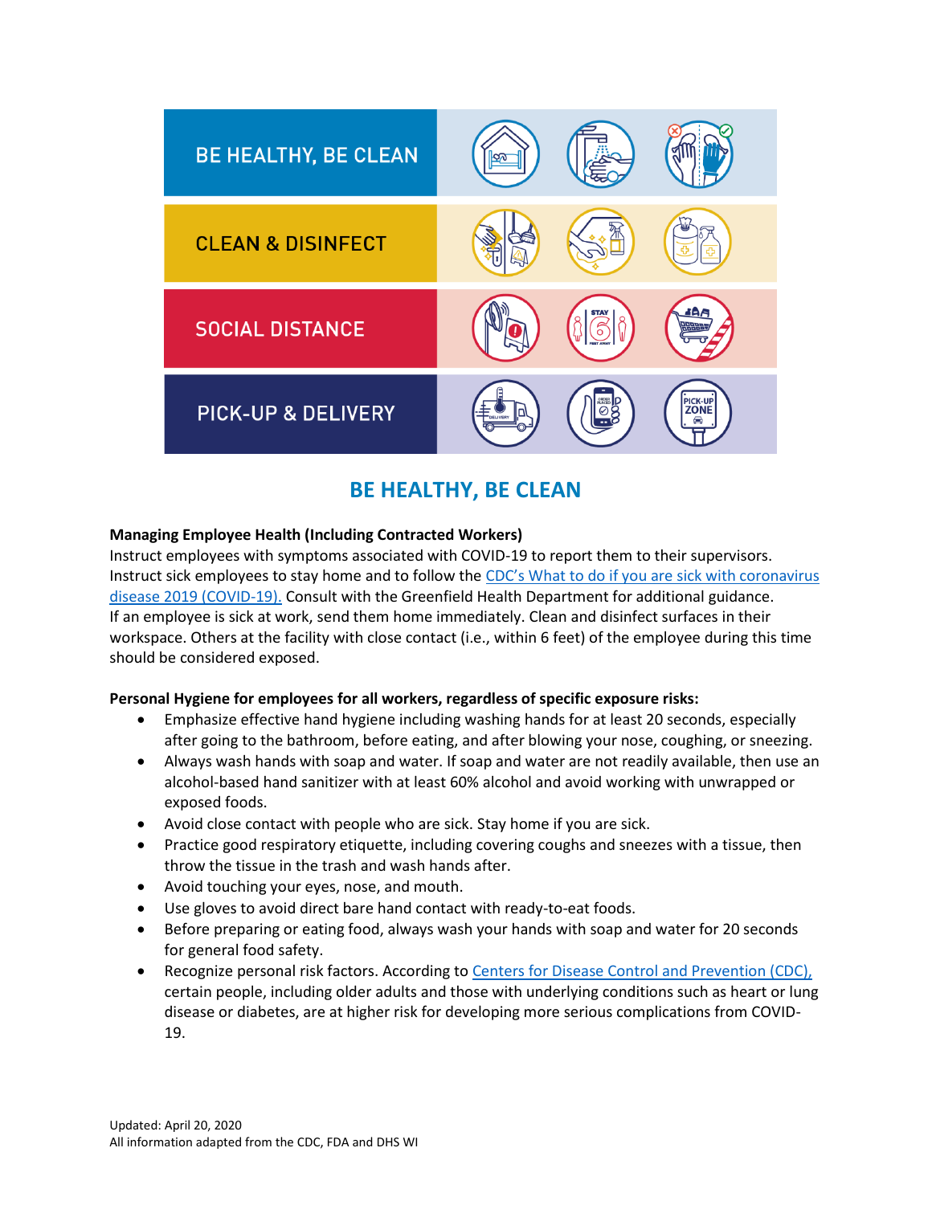| BE HEALTHY, BE CLEAN |
| --- |
| CLEAN & DISINFECT |
| SOCIAL DISTANCE |
| PICK-UP & DELIVERY |

## BE HEALTHY, BE CLEAN

**Managing Employee Health (Including Contracted Workers)**

Instruct employees with symptoms associated with COVID-19 to report them to their supervisors. Instruct sick employees to stay home and to follow the [CDC's What to do if you are sick with coronavirus disease 2019 (COVID-19).]() Consult with the Greenfield Health Department for additional guidance. If an employee is sick at work, send them home immediately. Clean and disinfect surfaces in their workspace. Others at the facility with close contact (i.e., within 6 feet) of the employee during this time should be considered exposed.

**Personal Hygiene for employees for all workers, regardless of specific exposure risks:**

- Emphasize effective hand hygiene including washing hands for at least 20 seconds, especially after going to the bathroom, before eating, and after blowing your nose, coughing, or sneezing.
- Always wash hands with soap and water. If soap and water are not readily available, then use an alcohol-based hand sanitizer with at least 60% alcohol and avoid working with unwrapped or exposed foods.
- Avoid close contact with people who are sick. Stay home if you are sick.
- Practice good respiratory etiquette, including covering coughs and sneezes with a tissue, then throw the tissue in the trash and wash hands after.
- Avoid touching your eyes, nose, and mouth.
- Use gloves to avoid direct bare hand contact with ready-to-eat foods.
- Before preparing or eating food, always wash your hands with soap and water for 20 seconds for general food safety.
- Recognize personal risk factors. According to [Centers for Disease Control and Prevention (CDC),]() certain people, including older adults and those with underlying conditions such as heart or lung disease or diabetes, are at higher risk for developing more serious complications from COVID-19.

Updated: April 20, 2020
All information adapted from the CDC, FDA and DHS WI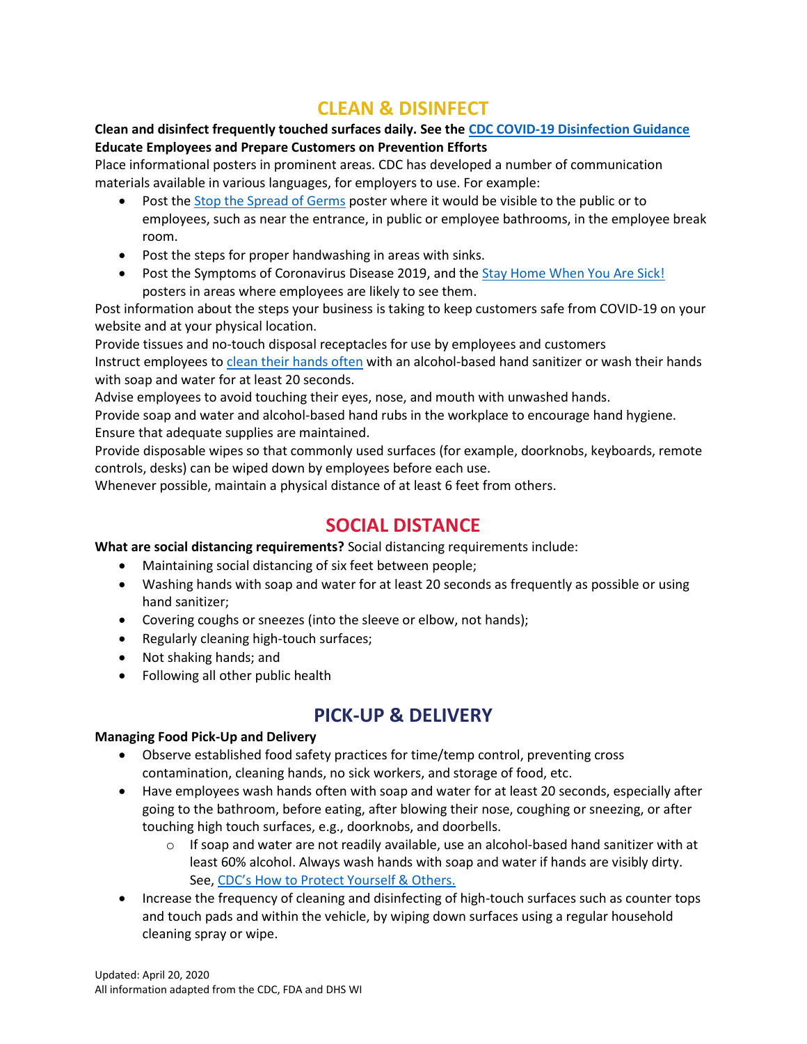# CLEAN & DISINFECT

**Clean and disinfect frequently touched surfaces daily. See the CDC COVID-19 Disinfection Guidance**

**Educate Employees and Prepare Customers on Prevention Efforts**

Place informational posters in prominent areas. CDC has developed a number of communication materials available in various languages, for employers to use. For example:

- Post the Stop the Spread of Germs poster where it would be visible to the public or to employees, such as near the entrance, in public or employee bathrooms, in the employee break room.
- Post the steps for proper handwashing in areas with sinks.
- Post the Symptoms of Coronavirus Disease 2019, and the Stay Home When You Are Sick! posters in areas where employees are likely to see them.

Post information about the steps your business is taking to keep customers safe from COVID-19 on your website and at your physical location.

Provide tissues and no-touch disposal receptacles for use by employees and customers

Instruct employees to clean their hands often with an alcohol-based hand sanitizer or wash their hands with soap and water for at least 20 seconds.

Advise employees to avoid touching their eyes, nose, and mouth with unwashed hands.

Provide soap and water and alcohol-based hand rubs in the workplace to encourage hand hygiene. Ensure that adequate supplies are maintained.

Provide disposable wipes so that commonly used surfaces (for example, doorknobs, keyboards, remote controls, desks) can be wiped down by employees before each use.

Whenever possible, maintain a physical distance of at least 6 feet from others.

# SOCIAL DISTANCE

**What are social distancing requirements?** Social distancing requirements include:

- Maintaining social distancing of six feet between people;
- Washing hands with soap and water for at least 20 seconds as frequently as possible or using hand sanitizer;
- Covering coughs or sneezes (into the sleeve or elbow, not hands);
- Regularly cleaning high-touch surfaces;
- Not shaking hands; and
- Following all other public health

# PICK-UP & DELIVERY

**Managing Food Pick-Up and Delivery**

- Observe established food safety practices for time/temp control, preventing cross contamination, cleaning hands, no sick workers, and storage of food, etc.
- Have employees wash hands often with soap and water for at least 20 seconds, especially after going to the bathroom, before eating, after blowing their nose, coughing or sneezing, or after touching high touch surfaces, e.g., doorknobs, and doorbells.
    - If soap and water are not readily available, use an alcohol-based hand sanitizer with at least 60% alcohol. Always wash hands with soap and water if hands are visibly dirty. See, CDC's How to Protect Yourself & Others.
- Increase the frequency of cleaning and disinfecting of high-touch surfaces such as counter tops and touch pads and within the vehicle, by wiping down surfaces using a regular household cleaning spray or wipe.

Updated: April 20, 2020
All information adapted from the CDC, FDA and DHS WI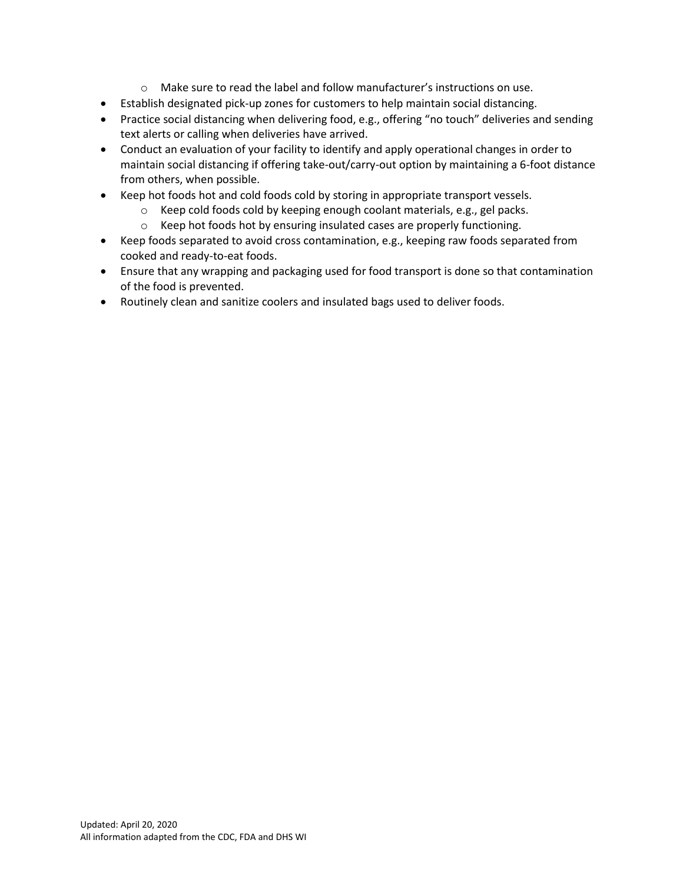- Make sure to read the label and follow manufacturer's instructions on use.
- Establish designated pick-up zones for customers to help maintain social distancing.
- Practice social distancing when delivering food, e.g., offering "no touch" deliveries and sending text alerts or calling when deliveries have arrived.
- Conduct an evaluation of your facility to identify and apply operational changes in order to maintain social distancing if offering take-out/carry-out option by maintaining a 6-foot distance from others, when possible.
- Keep hot foods hot and cold foods cold by storing in appropriate transport vessels.
  - Keep cold foods cold by keeping enough coolant materials, e.g., gel packs.
  - Keep hot foods hot by ensuring insulated cases are properly functioning.
- Keep foods separated to avoid cross contamination, e.g., keeping raw foods separated from cooked and ready-to-eat foods.
- Ensure that any wrapping and packaging used for food transport is done so that contamination of the food is prevented.
- Routinely clean and sanitize coolers and insulated bags used to deliver foods.

Updated: April 20, 2020
All information adapted from the CDC, FDA and DHS WI